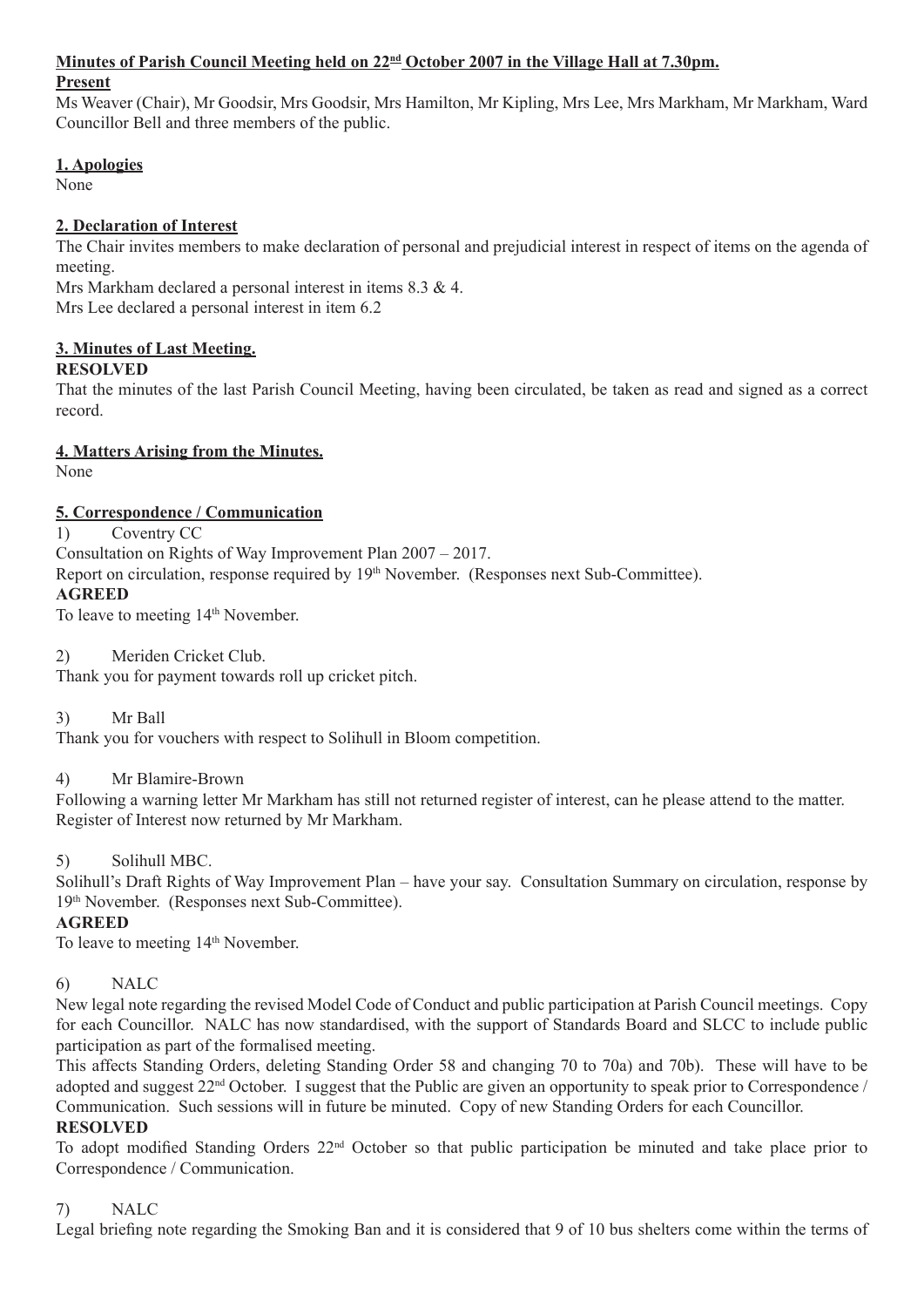**Minutes of Parish Council Meeting held on 22nd October 2007 in the Village Hall at 7.30pm.**

**Present**

Ms Weaver (Chair), Mr Goodsir, Mrs Goodsir, Mrs Hamilton, Mr Kipling, Mrs Lee, Mrs Markham, Mr Markham, Ward Councillor Bell and three members of the public.

**1. Apologies**

None

**2. Declaration of Interest**

The Chair invites members to make declaration of personal and prejudicial interest in respect of items on the agenda of meeting.

Mrs Markham declared a personal interest in items 8.3 & 4.

Mrs Lee declared a personal interest in item 6.2

**3. Minutes of Last Meeting.**

**RESOLVED**

That the minutes of the last Parish Council Meeting, having been circulated, be taken as read and signed as a correct record.

**4. Matters Arising from the Minutes.**

None

**5. Correspondence / Communication**

1) Coventry CC

Consultation on Rights of Way Improvement Plan 2007 – 2017.

Report on circulation, response required by 19th November. (Responses next Sub-Committee).

**AGREED**

To leave to meeting 14th November.

2) Meriden Cricket Club.

Thank you for payment towards roll up cricket pitch.

3) Mr Ball

Thank you for vouchers with respect to Solihull in Bloom competition.

4) Mr Blamire-Brown

Following a warning letter Mr Markham has still not returned register of interest, can he please attend to the matter. Register of Interest now returned by Mr Markham.

5) Solihull MBC.

Solihull's Draft Rights of Way Improvement Plan – have your say. Consultation Summary on circulation, response by 19th November. (Responses next Sub-Committee).

**AGREED**

To leave to meeting 14th November.

6) NALC

New legal note regarding the revised Model Code of Conduct and public participation at Parish Council meetings. Copy for each Councillor. NALC has now standardised, with the support of Standards Board and SLCC to include public participation as part of the formalised meeting.

This affects Standing Orders, deleting Standing Order 58 and changing 70 to 70a) and 70b). These will have to be adopted and suggest 22nd October. I suggest that the Public are given an opportunity to speak prior to Correspondence / Communication. Such sessions will in future be minuted. Copy of new Standing Orders for each Councillor.

**RESOLVED**

To adopt modified Standing Orders 22nd October so that public participation be minuted and take place prior to Correspondence / Communication.

7) NALC

Legal briefing note regarding the Smoking Ban and it is considered that 9 of 10 bus shelters come within the terms of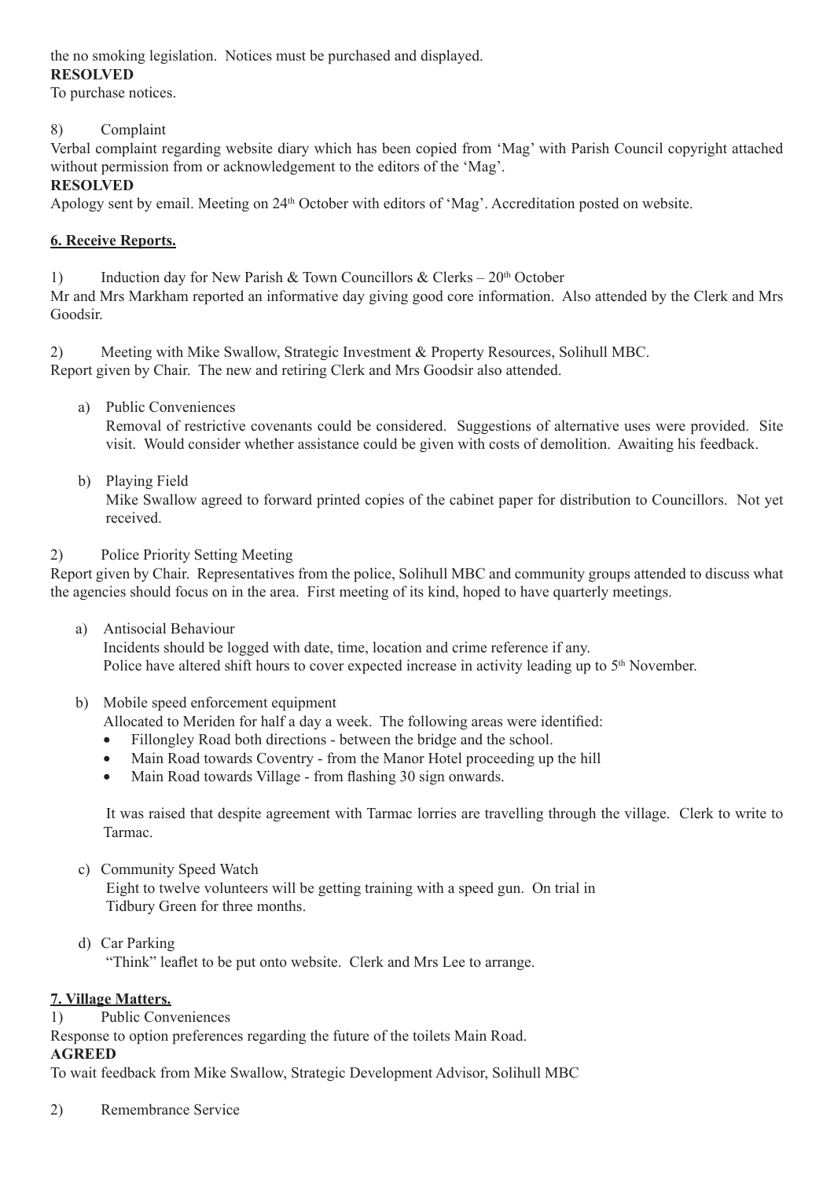the no smoking legislation. Notices must be purchased and displayed.

**RESOLVED**

To purchase notices.

8) Complaint

Verbal complaint regarding website diary which has been copied from 'Mag' with Parish Council copyright attached without permission from or acknowledgement to the editors of the 'Mag'.

**RESOLVED**

Apology sent by email. Meeting on 24th October with editors of 'Mag'. Accreditation posted on website.

## 6. Receive Reports.

1) Induction day for New Parish & Town Councillors & Clerks – 20th October

Mr and Mrs Markham reported an informative day giving good core information. Also attended by the Clerk and Mrs Goodsir.

2) Meeting with Mike Swallow, Strategic Investment & Property Resources, Solihull MBC.

Report given by Chair. The new and retiring Clerk and Mrs Goodsir also attended.

a) Public Conveniences

Removal of restrictive covenants could be considered. Suggestions of alternative uses were provided. Site visit. Would consider whether assistance could be given with costs of demolition. Awaiting his feedback.

b) Playing Field

Mike Swallow agreed to forward printed copies of the cabinet paper for distribution to Councillors. Not yet received.

2) Police Priority Setting Meeting

Report given by Chair. Representatives from the police, Solihull MBC and community groups attended to discuss what the agencies should focus on in the area. First meeting of its kind, hoped to have quarterly meetings.

a) Antisocial Behaviour

Incidents should be logged with date, time, location and crime reference if any.
Police have altered shift hours to cover expected increase in activity leading up to 5th November.

b) Mobile speed enforcement equipment

Allocated to Meriden for half a day a week. The following areas were identified:

- Fillongley Road both directions - between the bridge and the school.
- Main Road towards Coventry - from the Manor Hotel proceeding up the hill
- Main Road towards Village - from flashing 30 sign onwards.

It was raised that despite agreement with Tarmac lorries are travelling through the village. Clerk to write to Tarmac.

c) Community Speed Watch

Eight to twelve volunteers will be getting training with a speed gun. On trial in Tidbury Green for three months.

d) Car Parking

"Think" leaflet to be put onto website. Clerk and Mrs Lee to arrange.

## 7. Village Matters.

1) Public Conveniences

Response to option preferences regarding the future of the toilets Main Road.

**AGREED**

To wait feedback from Mike Swallow, Strategic Development Advisor, Solihull MBC

2) Remembrance Service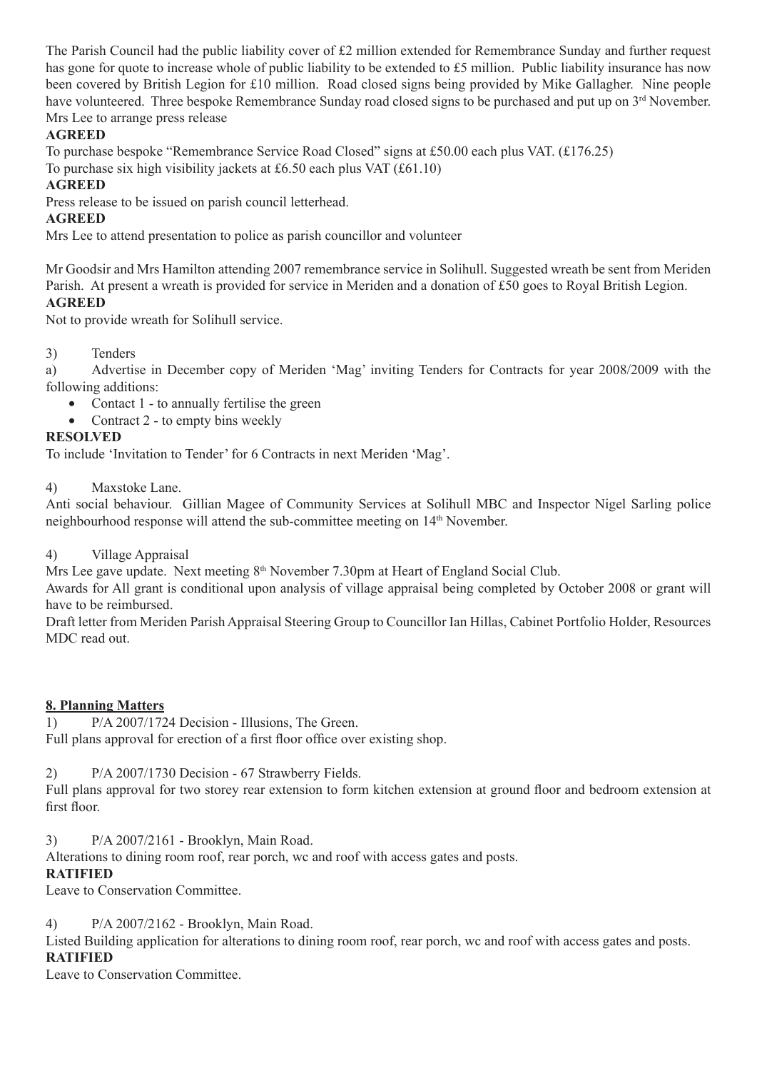The Parish Council had the public liability cover of £2 million extended for Remembrance Sunday and further request has gone for quote to increase whole of public liability to be extended to £5 million. Public liability insurance has now been covered by British Legion for £10 million. Road closed signs being provided by Mike Gallagher. Nine people have volunteered. Three bespoke Remembrance Sunday road closed signs to be purchased and put up on 3rd November. Mrs Lee to arrange press release

**AGREED**

To purchase bespoke "Remembrance Service Road Closed" signs at £50.00 each plus VAT. (£176.25)

To purchase six high visibility jackets at £6.50 each plus VAT (£61.10)

**AGREED**

Press release to be issued on parish council letterhead.

**AGREED**

Mrs Lee to attend presentation to police as parish councillor and volunteer

Mr Goodsir and Mrs Hamilton attending 2007 remembrance service in Solihull. Suggested wreath be sent from Meriden Parish. At present a wreath is provided for service in Meriden and a donation of £50 goes to Royal British Legion.

**AGREED**

Not to provide wreath for Solihull service.

3) Tenders

a) Advertise in December copy of Meriden 'Mag' inviting Tenders for Contracts for year 2008/2009 with the following additions:

- Contact 1 - to annually fertilise the green
- Contract 2 - to empty bins weekly

**RESOLVED**

To include 'Invitation to Tender' for 6 Contracts in next Meriden 'Mag'.

4) Maxstoke Lane.

Anti social behaviour. Gillian Magee of Community Services at Solihull MBC and Inspector Nigel Sarling police neighbourhood response will attend the sub-committee meeting on 14th November.

4) Village Appraisal

Mrs Lee gave update. Next meeting 8th November 7.30pm at Heart of England Social Club.

Awards for All grant is conditional upon analysis of village appraisal being completed by October 2008 or grant will have to be reimbursed.

Draft letter from Meriden Parish Appraisal Steering Group to Councillor Ian Hillas, Cabinet Portfolio Holder, Resources MDC read out.

## 8. Planning Matters

1) P/A 2007/1724 Decision - Illusions, The Green.

Full plans approval for erection of a first floor office over existing shop.

2) P/A 2007/1730 Decision - 67 Strawberry Fields.

Full plans approval for two storey rear extension to form kitchen extension at ground floor and bedroom extension at first floor.

3) P/A 2007/2161 - Brooklyn, Main Road.

Alterations to dining room roof, rear porch, wc and roof with access gates and posts.

**RATIFIED**

Leave to Conservation Committee.

4) P/A 2007/2162 - Brooklyn, Main Road.

Listed Building application for alterations to dining room roof, rear porch, wc and roof with access gates and posts.

**RATIFIED**

Leave to Conservation Committee.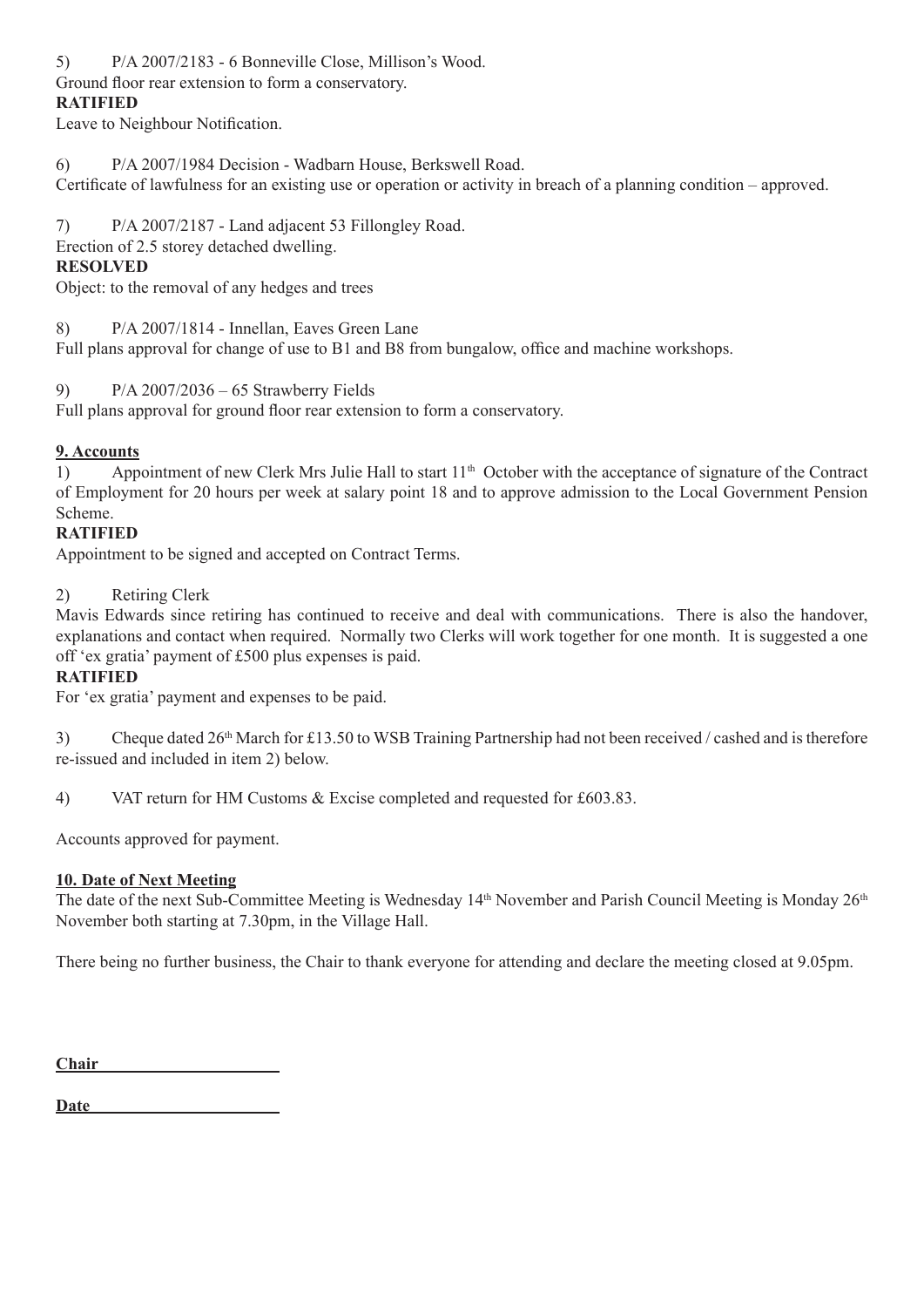5) P/A 2007/2183 - 6 Bonneville Close, Millison's Wood.
Ground floor rear extension to form a conservatory.
**RATIFIED**
Leave to Neighbour Notification.

6) P/A 2007/1984 Decision - Wadbarn House, Berkswell Road.
Certificate of lawfulness for an existing use or operation or activity in breach of a planning condition – approved.

7) P/A 2007/2187 - Land adjacent 53 Fillongley Road.
Erection of 2.5 storey detached dwelling.
**RESOLVED**
Object: to the removal of any hedges and trees

8) P/A 2007/1814 - Innellan, Eaves Green Lane
Full plans approval for change of use to B1 and B8 from bungalow, office and machine workshops.

9) P/A 2007/2036 – 65 Strawberry Fields
Full plans approval for ground floor rear extension to form a conservatory.

**9. Accounts**

1) Appointment of new Clerk Mrs Julie Hall to start 11th October with the acceptance of signature of the Contract of Employment for 20 hours per week at salary point 18 and to approve admission to the Local Government Pension Scheme.
**RATIFIED**
Appointment to be signed and accepted on Contract Terms.

2) Retiring Clerk
Mavis Edwards since retiring has continued to receive and deal with communications. There is also the handover, explanations and contact when required. Normally two Clerks will work together for one month. It is suggested a one off 'ex gratia' payment of £500 plus expenses is paid.
**RATIFIED**
For 'ex gratia' payment and expenses to be paid.

3) Cheque dated 26th March for £13.50 to WSB Training Partnership had not been received / cashed and is therefore re-issued and included in item 2) below.

4) VAT return for HM Customs & Excise completed and requested for £603.83.

Accounts approved for payment.

**10. Date of Next Meeting**

The date of the next Sub-Committee Meeting is Wednesday 14th November and Parish Council Meeting is Monday 26th November both starting at 7.30pm, in the Village Hall.

There being no further business, the Chair to thank everyone for attending and declare the meeting closed at 9.05pm.

**Chair** \_\_\_\_\_\_\_\_\_\_\_\_\_\_\_\_\_\_\_\_

**Date** \_\_\_\_\_\_\_\_\_\_\_\_\_\_\_\_\_\_\_\_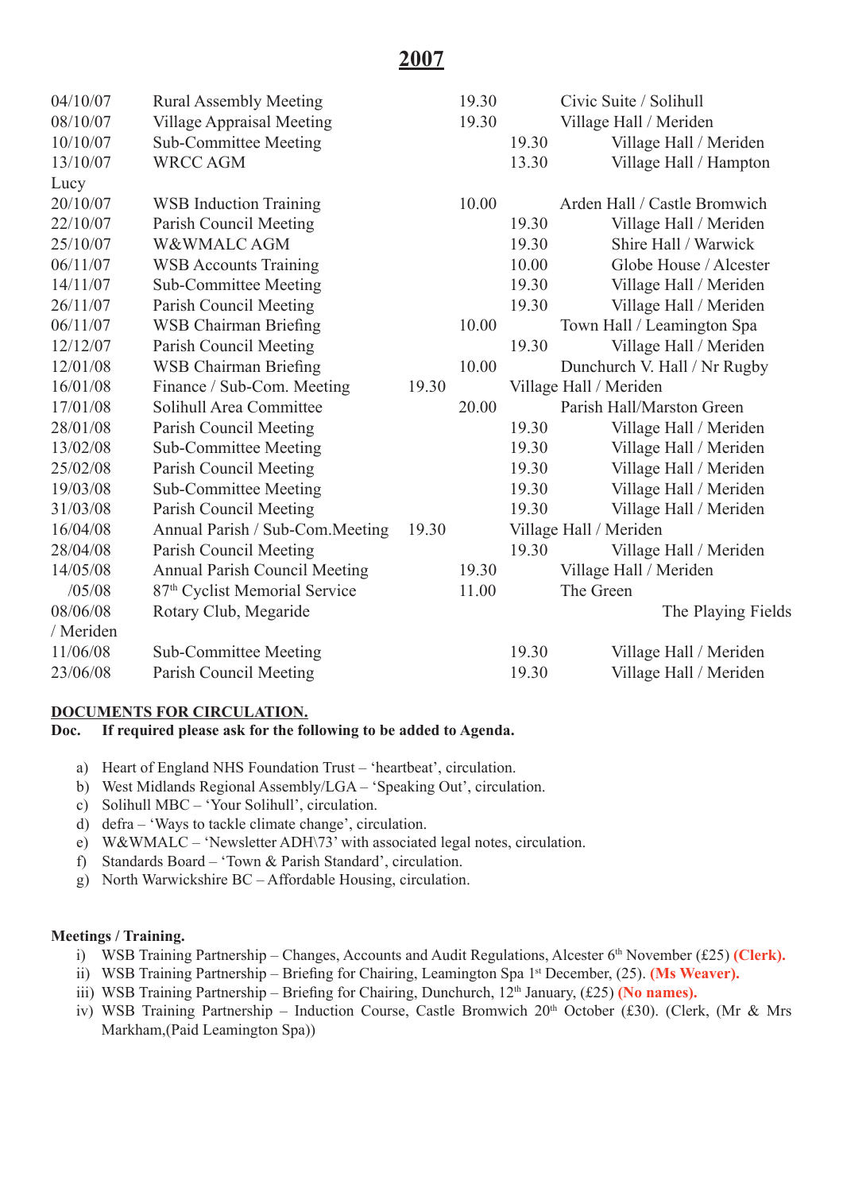# 2007

| Date | Meeting | Time | Venue |
|---|---|---|---|
| 04/10/07 | Rural Assembly Meeting | 19.30 | Civic Suite / Solihull |
| 08/10/07 | Village Appraisal Meeting | 19.30 | Village Hall / Meriden |
| 10/10/07 | Sub-Committee Meeting | 19.30 | Village Hall / Meriden |
| 13/10/07 Lucy | WRCC AGM | 13.30 | Village Hall / Hampton |
| 20/10/07 | WSB Induction Training | 10.00 | Arden Hall / Castle Bromwich |
| 22/10/07 | Parish Council Meeting | 19.30 | Village Hall / Meriden |
| 25/10/07 | W&WMALC AGM | 19.30 | Shire Hall / Warwick |
| 06/11/07 | WSB Accounts Training | 10.00 | Globe House / Alcester |
| 14/11/07 | Sub-Committee Meeting | 19.30 | Village Hall / Meriden |
| 26/11/07 | Parish Council Meeting | 19.30 | Village Hall / Meriden |
| 06/11/07 | WSB Chairman Briefing | 10.00 | Town Hall / Leamington Spa |
| 12/12/07 | Parish Council Meeting | 19.30 | Village Hall / Meriden |
| 12/01/08 | WSB Chairman Briefing | 10.00 | Dunchurch V. Hall / Nr Rugby |
| 16/01/08 | Finance / Sub-Com. Meeting | 19.30 | Village Hall / Meriden |
| 17/01/08 | Solihull Area Committee | 20.00 | Parish Hall/Marston Green |
| 28/01/08 | Parish Council Meeting | 19.30 | Village Hall / Meriden |
| 13/02/08 | Sub-Committee Meeting | 19.30 | Village Hall / Meriden |
| 25/02/08 | Parish Council Meeting | 19.30 | Village Hall / Meriden |
| 19/03/08 | Sub-Committee Meeting | 19.30 | Village Hall / Meriden |
| 31/03/08 | Parish Council Meeting | 19.30 | Village Hall / Meriden |
| 16/04/08 | Annual Parish / Sub-Com.Meeting | 19.30 | Village Hall / Meriden |
| 28/04/08 | Parish Council Meeting | 19.30 | Village Hall / Meriden |
| 14/05/08 | Annual Parish Council Meeting | 19.30 | Village Hall / Meriden |
| /05/08 | 87th Cyclist Memorial Service | 11.00 | The Green |
| 08/06/08 | Rotary Club, Megaride | | The Playing Fields / Meriden |
| 11/06/08 | Sub-Committee Meeting | 19.30 | Village Hall / Meriden |
| 23/06/08 | Parish Council Meeting | 19.30 | Village Hall / Meriden |

**DOCUMENTS FOR CIRCULATION.**

**Doc. If required please ask for the following to be added to Agenda.**

a) Heart of England NHS Foundation Trust – 'heartbeat', circulation.
b) West Midlands Regional Assembly/LGA – 'Speaking Out', circulation.
c) Solihull MBC – 'Your Solihull', circulation.
d) defra – 'Ways to tackle climate change', circulation.
e) W&WMALC – 'Newsletter ADH\73' with associated legal notes, circulation.
f) Standards Board – 'Town & Parish Standard', circulation.
g) North Warwickshire BC – Affordable Housing, circulation.

**Meetings / Training.**

i) WSB Training Partnership – Changes, Accounts and Audit Regulations, Alcester 6th November (£25) **(Clerk).**
ii) WSB Training Partnership – Briefing for Chairing, Leamington Spa 1st December, (25). **(Ms Weaver).**
iii) WSB Training Partnership – Briefing for Chairing, Dunchurch, 12th January, (£25) **(No names).**
iv) WSB Training Partnership – Induction Course, Castle Bromwich 20th October (£30). (Clerk, (Mr & Mrs Markham,(Paid Leamington Spa))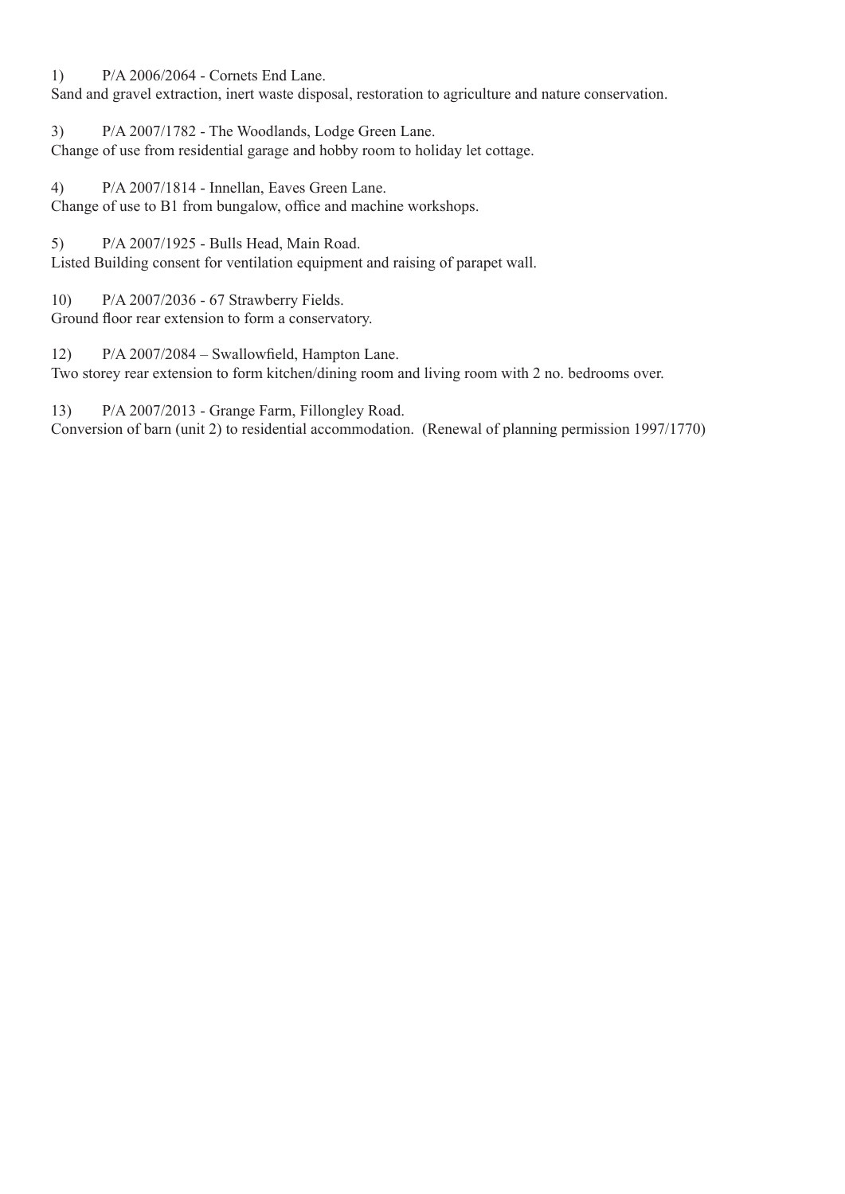1) P/A 2006/2064 - Cornets End Lane.
Sand and gravel extraction, inert waste disposal, restoration to agriculture and nature conservation.

3) P/A 2007/1782 - The Woodlands, Lodge Green Lane.
Change of use from residential garage and hobby room to holiday let cottage.

4) P/A 2007/1814 - Innellan, Eaves Green Lane.
Change of use to B1 from bungalow, office and machine workshops.

5) P/A 2007/1925 - Bulls Head, Main Road.
Listed Building consent for ventilation equipment and raising of parapet wall.

10) P/A 2007/2036 - 67 Strawberry Fields.
Ground floor rear extension to form a conservatory.

12) P/A 2007/2084 – Swallowfield, Hampton Lane.
Two storey rear extension to form kitchen/dining room and living room with 2 no. bedrooms over.

13) P/A 2007/2013 - Grange Farm, Fillongley Road.
Conversion of barn (unit 2) to residential accommodation. (Renewal of planning permission 1997/1770)